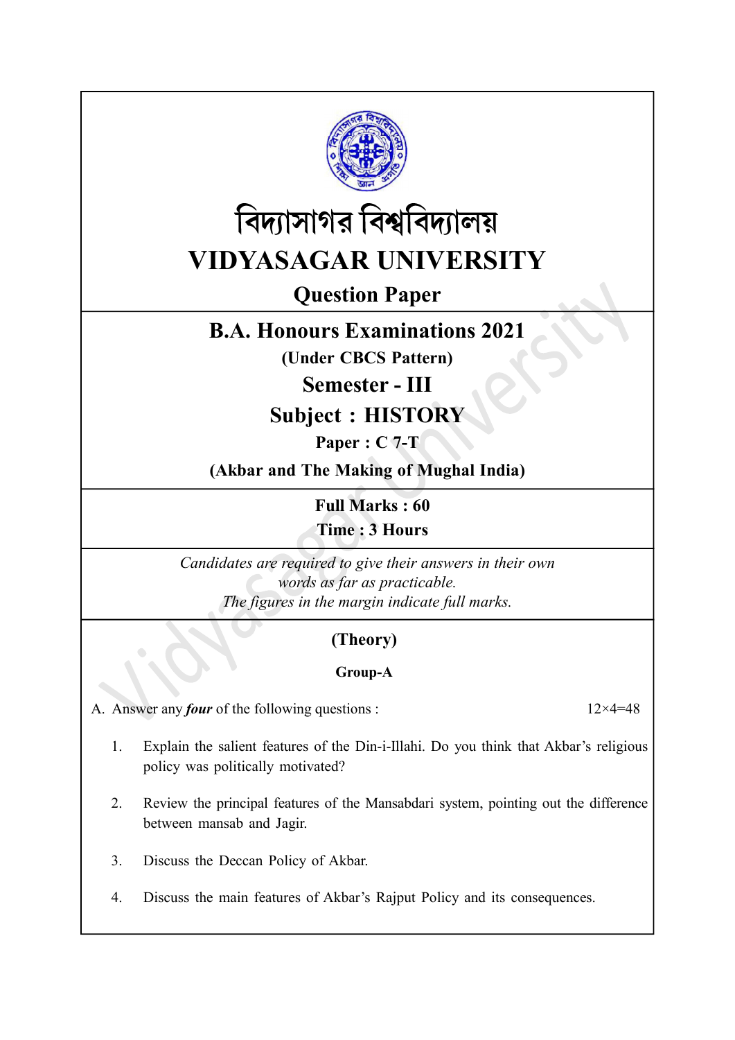# বিদ্যাসাগর বিশ্ববিদ্যালয়

# VIDYASAGAR UNIVERSITY

## Question Paper

## B.A. Honours Examinations 2021

**(Under CBCS Pattern)**

## Semester - III

## Subject : HISTORY

**Paper : C 7-T**

**(Akbar and The Making of Mughal India)**

**Full Marks : 60**

**Time : 3 Hours**

*Candidates are required to give their answers in their own words as far as practicable.*
*The figures in the margin indicate full marks.*

### (Theory)

#### Group-A

A. Answer any ***four*** of the following questions : 12×4=48

1. Explain the salient features of the Din-i-Illahi. Do you think that Akbar's religious policy was politically motivated?

2. Review the principal features of the Mansabdari system, pointing out the difference between mansab and Jagir.

3. Discuss the Deccan Policy of Akbar.

4. Discuss the main features of Akbar's Rajput Policy and its consequences.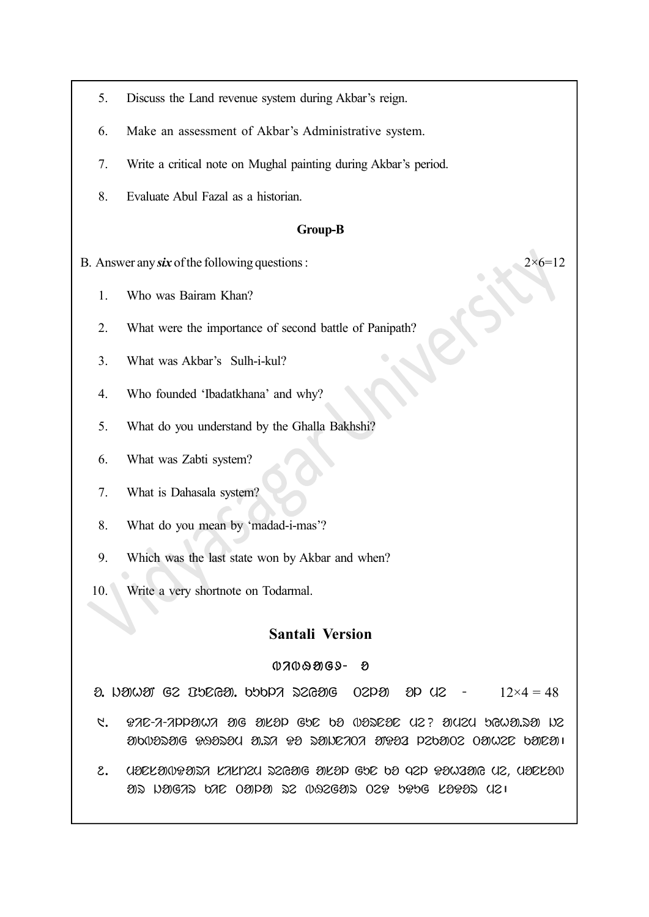5. Discuss the Land revenue system during Akbar's reign.

6. Make an assessment of Akbar's Administrative system.

7. Write a critical note on Mughal painting during Akbar's period.

8. Evaluate Abul Fazal as a historian.

**Group-B**

B. Answer any ***six*** of the following questions : $2 \times 6 = 12$

1. Who was Bairam Khan?

2. What were the importance of second battle of Panipath?

3. What was Akbar's Sulh-i-kul?

4. Who founded 'Ibadatkhana' and why?

5. What do you understand by the Ghalla Bakhshi?

6. What was Zabti system?

7. What is Dahasala system?

8. What do you mean by 'madad-i-mas'?

9. Which was the last state won by Akbar and when?

10. Write a very shortnote on Todarmal.

## Santali Version

$12 \times 4 = 48$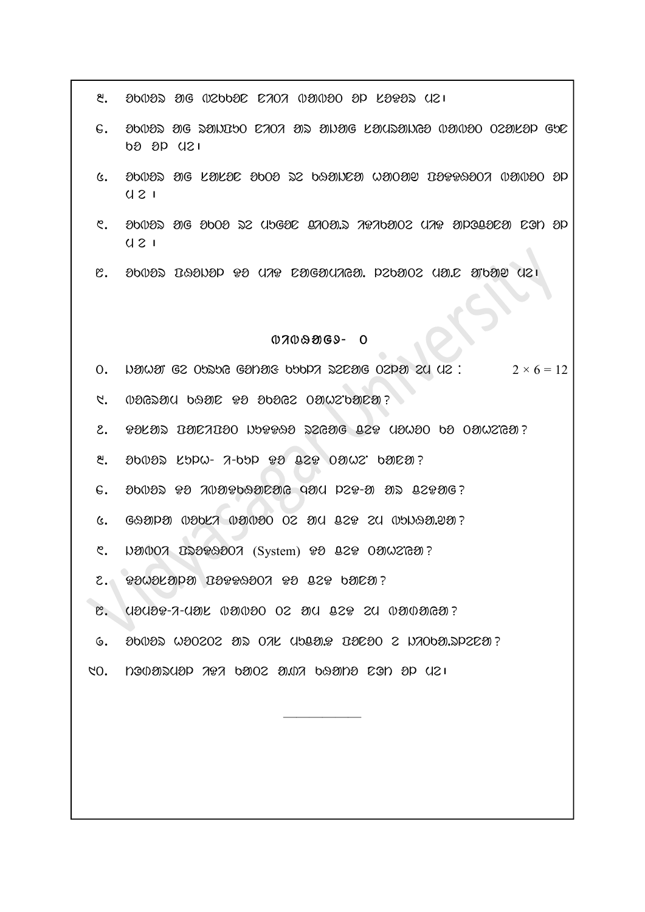᱓. [Santali (Ol Chiki) question text; not transcribed]

᱔. [Santali (Ol Chiki) question text; not transcribed]

᱕. [Santali (Ol Chiki) question text; not transcribed]

᱖. [Santali (Ol Chiki) question text; not transcribed]

᱗. [Santali (Ol Chiki) question text; not transcribed]

## [Santali (Ol Chiki) section heading; not transcribed] - ᱐

᱐. [Santali (Ol Chiki) instruction; not transcribed] : $2 \times 6 = 12$

᱑. [Santali (Ol Chiki) question text; not transcribed]?

᱒. [Santali (Ol Chiki) question text; not transcribed]?

᱓. [Santali (Ol Chiki) question text; not transcribed]?

᱔. [Santali (Ol Chiki) question text; not transcribed]?

᱕. [Santali (Ol Chiki) question text; not transcribed]?

᱖. [Santali (Ol Chiki) question text; not transcribed] (System) [Santali (Ol Chiki) question text; not transcribed]?

᱗. [Santali (Ol Chiki) question text; not transcribed]?

᱘. [Santali (Ol Chiki) question text; not transcribed]?

᱙. [Santali (Ol Chiki) question text; not transcribed]?

᱑᱐. [Santali (Ol Chiki) question text; not transcribed]।